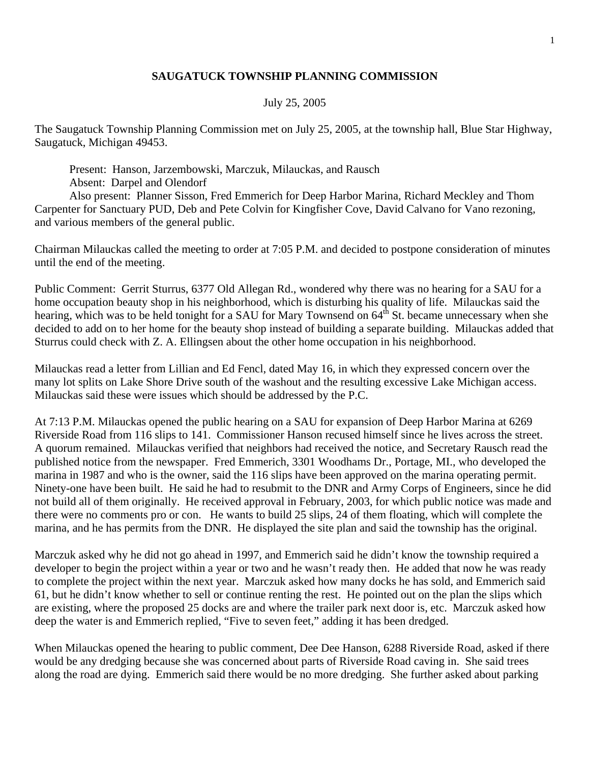# SAUGATUCK TOWNSHIP PLANNING COMMISSION

July 25, 2005

The Saugatuck Township Planning Commission met on July 25, 2005, at the township hall, Blue Star Highway, Saugatuck, Michigan 49453.

Present: Hanson, Jarzembowski, Marczuk, Milauckas, and Rausch
Absent: Darpel and Olendorf
Also present: Planner Sisson, Fred Emmerich for Deep Harbor Marina, Richard Meckley and Thom Carpenter for Sanctuary PUD, Deb and Pete Colvin for Kingfisher Cove, David Calvano for Vano rezoning, and various members of the general public.

Chairman Milauckas called the meeting to order at 7:05 P.M. and decided to postpone consideration of minutes until the end of the meeting.

Public Comment: Gerrit Sturrus, 6377 Old Allegan Rd., wondered why there was no hearing for a SAU for a home occupation beauty shop in his neighborhood, which is disturbing his quality of life. Milauckas said the hearing, which was to be held tonight for a SAU for Mary Townsend on 64th St. became unnecessary when she decided to add on to her home for the beauty shop instead of building a separate building. Milauckas added that Sturrus could check with Z. A. Ellingsen about the other home occupation in his neighborhood.

Milauckas read a letter from Lillian and Ed Fencl, dated May 16, in which they expressed concern over the many lot splits on Lake Shore Drive south of the washout and the resulting excessive Lake Michigan access. Milauckas said these were issues which should be addressed by the P.C.

At 7:13 P.M. Milauckas opened the public hearing on a SAU for expansion of Deep Harbor Marina at 6269 Riverside Road from 116 slips to 141. Commissioner Hanson recused himself since he lives across the street. A quorum remained. Milauckas verified that neighbors had received the notice, and Secretary Rausch read the published notice from the newspaper. Fred Emmerich, 3301 Woodhams Dr., Portage, MI., who developed the marina in 1987 and who is the owner, said the 116 slips have been approved on the marina operating permit. Ninety-one have been built. He said he had to resubmit to the DNR and Army Corps of Engineers, since he did not build all of them originally. He received approval in February, 2003, for which public notice was made and there were no comments pro or con. He wants to build 25 slips, 24 of them floating, which will complete the marina, and he has permits from the DNR. He displayed the site plan and said the township has the original.

Marczuk asked why he did not go ahead in 1997, and Emmerich said he didn't know the township required a developer to begin the project within a year or two and he wasn't ready then. He added that now he was ready to complete the project within the next year. Marczuk asked how many docks he has sold, and Emmerich said 61, but he didn't know whether to sell or continue renting the rest. He pointed out on the plan the slips which are existing, where the proposed 25 docks are and where the trailer park next door is, etc. Marczuk asked how deep the water is and Emmerich replied, "Five to seven feet," adding it has been dredged.

When Milauckas opened the hearing to public comment, Dee Dee Hanson, 6288 Riverside Road, asked if there would be any dredging because she was concerned about parts of Riverside Road caving in. She said trees along the road are dying. Emmerich said there would be no more dredging. She further asked about parking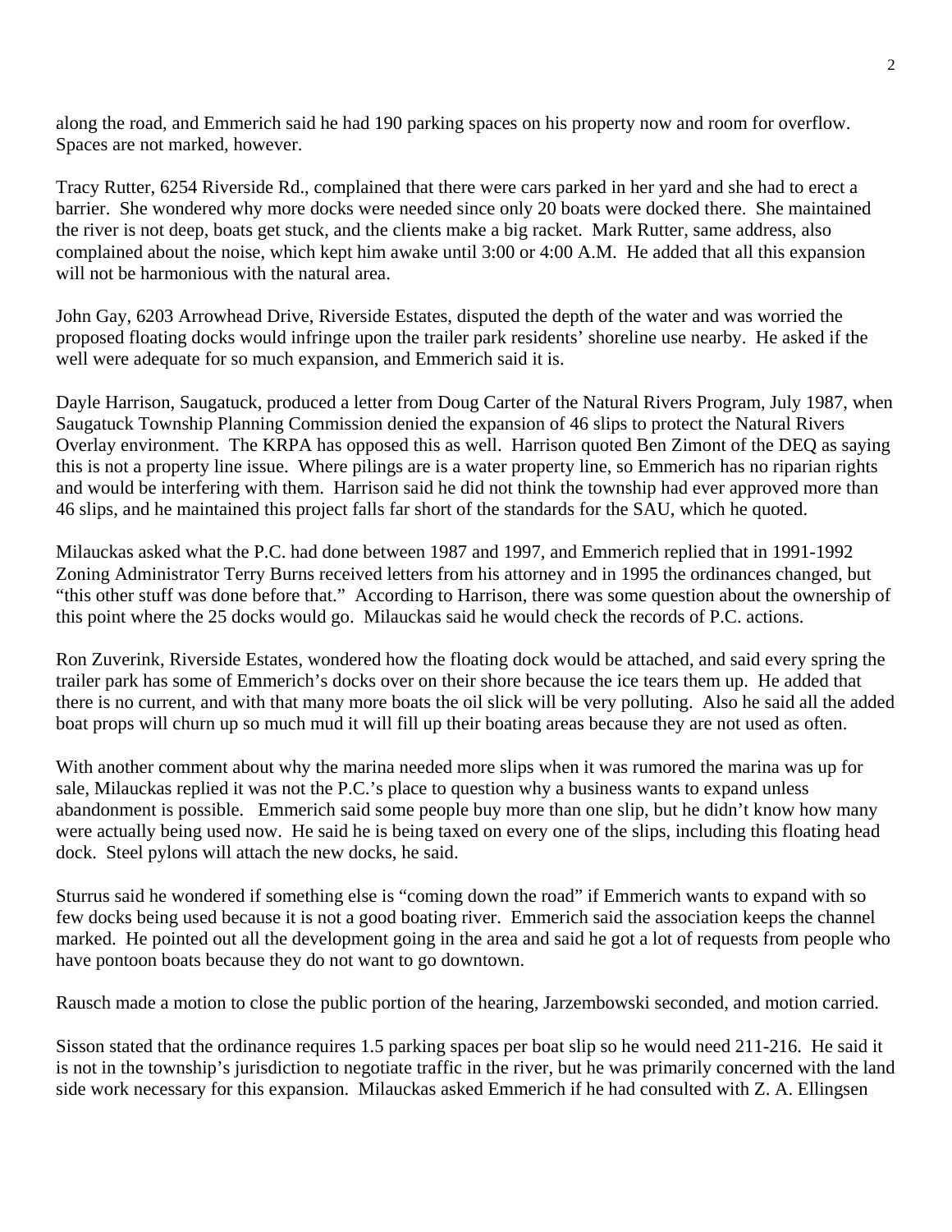along the road, and Emmerich said he had 190 parking spaces on his property now and room for overflow. Spaces are not marked, however.

Tracy Rutter, 6254 Riverside Rd., complained that there were cars parked in her yard and she had to erect a barrier. She wondered why more docks were needed since only 20 boats were docked there. She maintained the river is not deep, boats get stuck, and the clients make a big racket. Mark Rutter, same address, also complained about the noise, which kept him awake until 3:00 or 4:00 A.M. He added that all this expansion will not be harmonious with the natural area.

John Gay, 6203 Arrowhead Drive, Riverside Estates, disputed the depth of the water and was worried the proposed floating docks would infringe upon the trailer park residents' shoreline use nearby. He asked if the well were adequate for so much expansion, and Emmerich said it is.

Dayle Harrison, Saugatuck, produced a letter from Doug Carter of the Natural Rivers Program, July 1987, when Saugatuck Township Planning Commission denied the expansion of 46 slips to protect the Natural Rivers Overlay environment. The KRPA has opposed this as well. Harrison quoted Ben Zimont of the DEQ as saying this is not a property line issue. Where pilings are is a water property line, so Emmerich has no riparian rights and would be interfering with them. Harrison said he did not think the township had ever approved more than 46 slips, and he maintained this project falls far short of the standards for the SAU, which he quoted.

Milauckas asked what the P.C. had done between 1987 and 1997, and Emmerich replied that in 1991-1992 Zoning Administrator Terry Burns received letters from his attorney and in 1995 the ordinances changed, but "this other stuff was done before that." According to Harrison, there was some question about the ownership of this point where the 25 docks would go. Milauckas said he would check the records of P.C. actions.

Ron Zuverink, Riverside Estates, wondered how the floating dock would be attached, and said every spring the trailer park has some of Emmerich's docks over on their shore because the ice tears them up. He added that there is no current, and with that many more boats the oil slick will be very polluting. Also he said all the added boat props will churn up so much mud it will fill up their boating areas because they are not used as often.

With another comment about why the marina needed more slips when it was rumored the marina was up for sale, Milauckas replied it was not the P.C.'s place to question why a business wants to expand unless abandonment is possible. Emmerich said some people buy more than one slip, but he didn't know how many were actually being used now. He said he is being taxed on every one of the slips, including this floating head dock. Steel pylons will attach the new docks, he said.

Sturrus said he wondered if something else is "coming down the road" if Emmerich wants to expand with so few docks being used because it is not a good boating river. Emmerich said the association keeps the channel marked. He pointed out all the development going in the area and said he got a lot of requests from people who have pontoon boats because they do not want to go downtown.

Rausch made a motion to close the public portion of the hearing, Jarzembowski seconded, and motion carried.

Sisson stated that the ordinance requires 1.5 parking spaces per boat slip so he would need 211-216. He said it is not in the township's jurisdiction to negotiate traffic in the river, but he was primarily concerned with the land side work necessary for this expansion. Milauckas asked Emmerich if he had consulted with Z. A. Ellingsen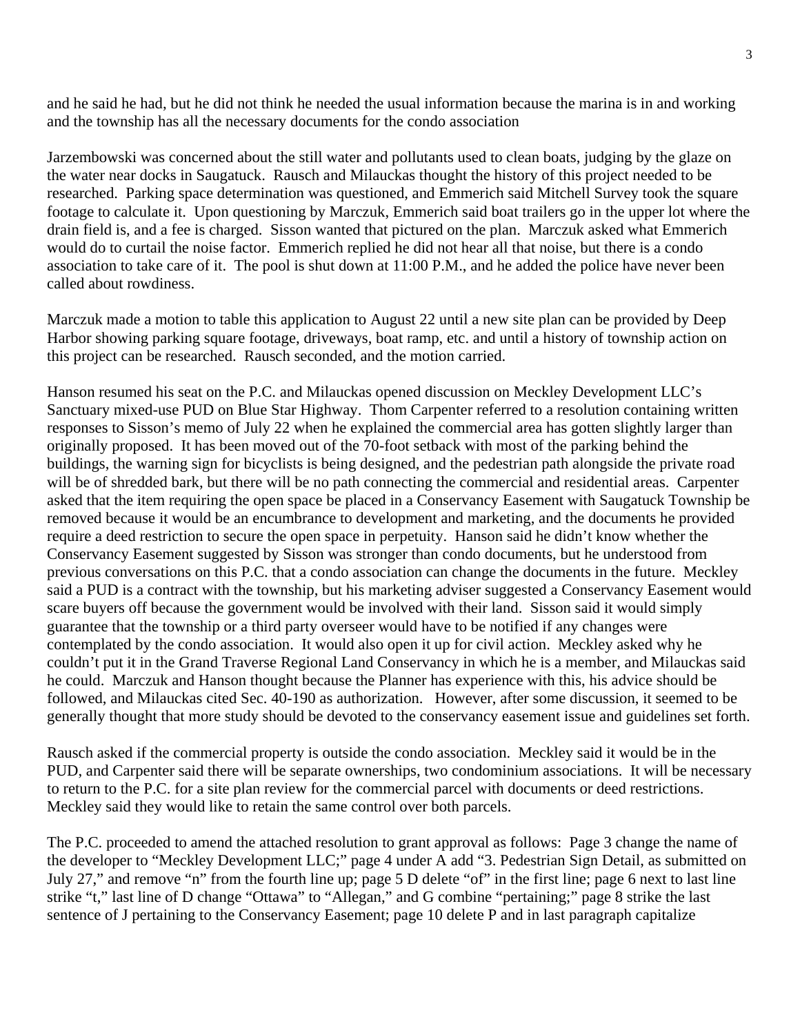and he said he had, but he did not think he needed the usual information because the marina is in and working and the township has all the necessary documents for the condo association

Jarzembowski was concerned about the still water and pollutants used to clean boats, judging by the glaze on the water near docks in Saugatuck. Rausch and Milauckas thought the history of this project needed to be researched. Parking space determination was questioned, and Emmerich said Mitchell Survey took the square footage to calculate it. Upon questioning by Marczuk, Emmerich said boat trailers go in the upper lot where the drain field is, and a fee is charged. Sisson wanted that pictured on the plan. Marczuk asked what Emmerich would do to curtail the noise factor. Emmerich replied he did not hear all that noise, but there is a condo association to take care of it. The pool is shut down at 11:00 P.M., and he added the police have never been called about rowdiness.

Marczuk made a motion to table this application to August 22 until a new site plan can be provided by Deep Harbor showing parking square footage, driveways, boat ramp, etc. and until a history of township action on this project can be researched. Rausch seconded, and the motion carried.

Hanson resumed his seat on the P.C. and Milauckas opened discussion on Meckley Development LLC's Sanctuary mixed-use PUD on Blue Star Highway. Thom Carpenter referred to a resolution containing written responses to Sisson's memo of July 22 when he explained the commercial area has gotten slightly larger than originally proposed. It has been moved out of the 70-foot setback with most of the parking behind the buildings, the warning sign for bicyclists is being designed, and the pedestrian path alongside the private road will be of shredded bark, but there will be no path connecting the commercial and residential areas. Carpenter asked that the item requiring the open space be placed in a Conservancy Easement with Saugatuck Township be removed because it would be an encumbrance to development and marketing, and the documents he provided require a deed restriction to secure the open space in perpetuity. Hanson said he didn't know whether the Conservancy Easement suggested by Sisson was stronger than condo documents, but he understood from previous conversations on this P.C. that a condo association can change the documents in the future. Meckley said a PUD is a contract with the township, but his marketing adviser suggested a Conservancy Easement would scare buyers off because the government would be involved with their land. Sisson said it would simply guarantee that the township or a third party overseer would have to be notified if any changes were contemplated by the condo association. It would also open it up for civil action. Meckley asked why he couldn't put it in the Grand Traverse Regional Land Conservancy in which he is a member, and Milauckas said he could. Marczuk and Hanson thought because the Planner has experience with this, his advice should be followed, and Milauckas cited Sec. 40-190 as authorization. However, after some discussion, it seemed to be generally thought that more study should be devoted to the conservancy easement issue and guidelines set forth.

Rausch asked if the commercial property is outside the condo association. Meckley said it would be in the PUD, and Carpenter said there will be separate ownerships, two condominium associations. It will be necessary to return to the P.C. for a site plan review for the commercial parcel with documents or deed restrictions. Meckley said they would like to retain the same control over both parcels.

The P.C. proceeded to amend the attached resolution to grant approval as follows: Page 3 change the name of the developer to "Meckley Development LLC;" page 4 under A add "3. Pedestrian Sign Detail, as submitted on July 27," and remove "n" from the fourth line up; page 5 D delete "of" in the first line; page 6 next to last line strike "t," last line of D change "Ottawa" to "Allegan," and G combine "pertaining;" page 8 strike the last sentence of J pertaining to the Conservancy Easement; page 10 delete P and in last paragraph capitalize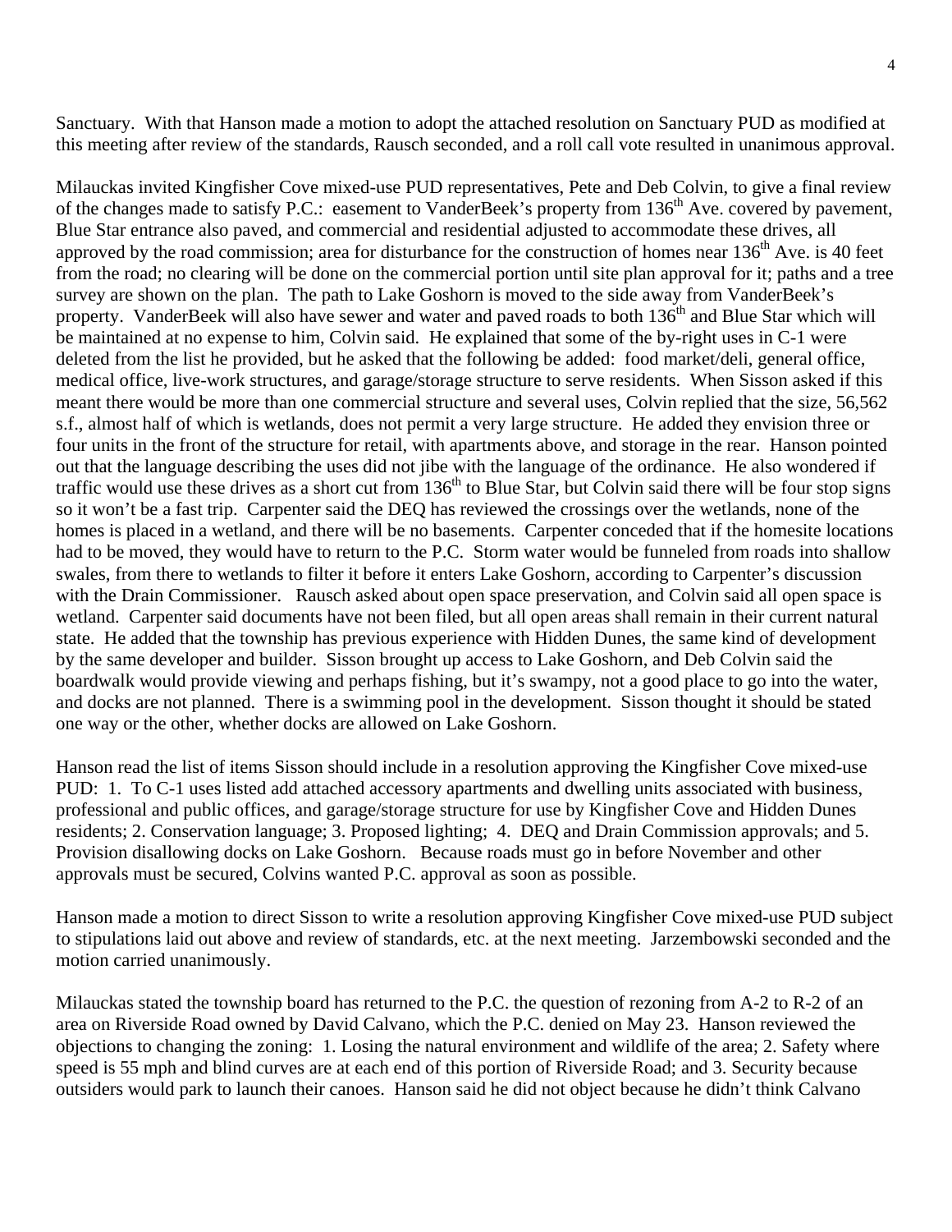Sanctuary. With that Hanson made a motion to adopt the attached resolution on Sanctuary PUD as modified at this meeting after review of the standards, Rausch seconded, and a roll call vote resulted in unanimous approval.

Milauckas invited Kingfisher Cove mixed-use PUD representatives, Pete and Deb Colvin, to give a final review of the changes made to satisfy P.C.: easement to VanderBeek's property from 136th Ave. covered by pavement, Blue Star entrance also paved, and commercial and residential adjusted to accommodate these drives, all approved by the road commission; area for disturbance for the construction of homes near 136th Ave. is 40 feet from the road; no clearing will be done on the commercial portion until site plan approval for it; paths and a tree survey are shown on the plan. The path to Lake Goshorn is moved to the side away from VanderBeek's property. VanderBeek will also have sewer and water and paved roads to both 136th and Blue Star which will be maintained at no expense to him, Colvin said. He explained that some of the by-right uses in C-1 were deleted from the list he provided, but he asked that the following be added: food market/deli, general office, medical office, live-work structures, and garage/storage structure to serve residents. When Sisson asked if this meant there would be more than one commercial structure and several uses, Colvin replied that the size, 56,562 s.f., almost half of which is wetlands, does not permit a very large structure. He added they envision three or four units in the front of the structure for retail, with apartments above, and storage in the rear. Hanson pointed out that the language describing the uses did not jibe with the language of the ordinance. He also wondered if traffic would use these drives as a short cut from 136th to Blue Star, but Colvin said there will be four stop signs so it won't be a fast trip. Carpenter said the DEQ has reviewed the crossings over the wetlands, none of the homes is placed in a wetland, and there will be no basements. Carpenter conceded that if the homesite locations had to be moved, they would have to return to the P.C. Storm water would be funneled from roads into shallow swales, from there to wetlands to filter it before it enters Lake Goshorn, according to Carpenter's discussion with the Drain Commissioner. Rausch asked about open space preservation, and Colvin said all open space is wetland. Carpenter said documents have not been filed, but all open areas shall remain in their current natural state. He added that the township has previous experience with Hidden Dunes, the same kind of development by the same developer and builder. Sisson brought up access to Lake Goshorn, and Deb Colvin said the boardwalk would provide viewing and perhaps fishing, but it's swampy, not a good place to go into the water, and docks are not planned. There is a swimming pool in the development. Sisson thought it should be stated one way or the other, whether docks are allowed on Lake Goshorn.

Hanson read the list of items Sisson should include in a resolution approving the Kingfisher Cove mixed-use PUD: 1. To C-1 uses listed add attached accessory apartments and dwelling units associated with business, professional and public offices, and garage/storage structure for use by Kingfisher Cove and Hidden Dunes residents; 2. Conservation language; 3. Proposed lighting; 4. DEQ and Drain Commission approvals; and 5. Provision disallowing docks on Lake Goshorn. Because roads must go in before November and other approvals must be secured, Colvins wanted P.C. approval as soon as possible.

Hanson made a motion to direct Sisson to write a resolution approving Kingfisher Cove mixed-use PUD subject to stipulations laid out above and review of standards, etc. at the next meeting. Jarzembowski seconded and the motion carried unanimously.

Milauckas stated the township board has returned to the P.C. the question of rezoning from A-2 to R-2 of an area on Riverside Road owned by David Calvano, which the P.C. denied on May 23. Hanson reviewed the objections to changing the zoning: 1. Losing the natural environment and wildlife of the area; 2. Safety where speed is 55 mph and blind curves are at each end of this portion of Riverside Road; and 3. Security because outsiders would park to launch their canoes. Hanson said he did not object because he didn't think Calvano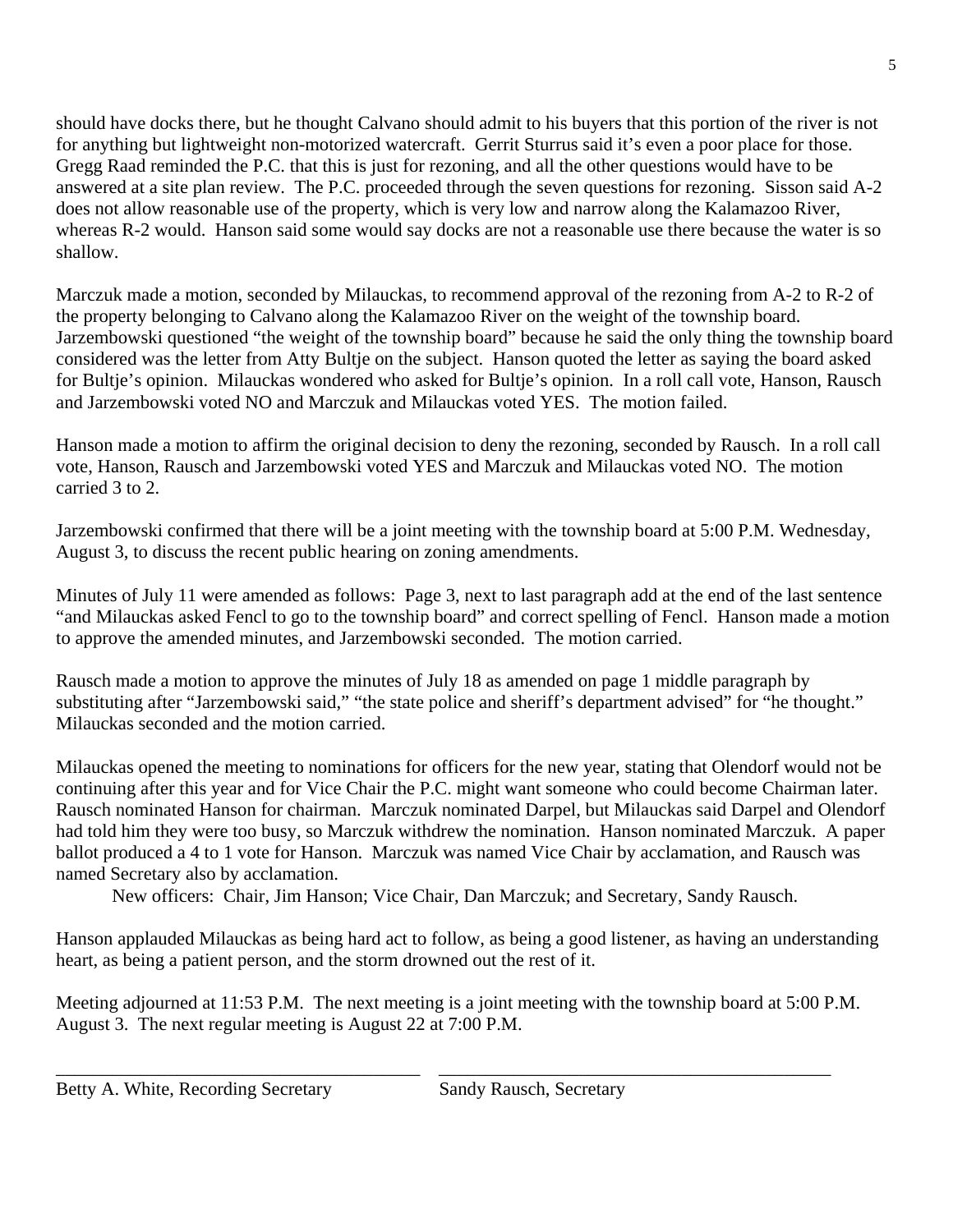should have docks there, but he thought Calvano should admit to his buyers that this portion of the river is not for anything but lightweight non-motorized watercraft. Gerrit Sturrus said it's even a poor place for those. Gregg Raad reminded the P.C. that this is just for rezoning, and all the other questions would have to be answered at a site plan review. The P.C. proceeded through the seven questions for rezoning. Sisson said A-2 does not allow reasonable use of the property, which is very low and narrow along the Kalamazoo River, whereas R-2 would. Hanson said some would say docks are not a reasonable use there because the water is so shallow.

Marczuk made a motion, seconded by Milauckas, to recommend approval of the rezoning from A-2 to R-2 of the property belonging to Calvano along the Kalamazoo River on the weight of the township board. Jarzembowski questioned "the weight of the township board" because he said the only thing the township board considered was the letter from Atty Bultje on the subject. Hanson quoted the letter as saying the board asked for Bultje's opinion. Milauckas wondered who asked for Bultje's opinion. In a roll call vote, Hanson, Rausch and Jarzembowski voted NO and Marczuk and Milauckas voted YES. The motion failed.

Hanson made a motion to affirm the original decision to deny the rezoning, seconded by Rausch. In a roll call vote, Hanson, Rausch and Jarzembowski voted YES and Marczuk and Milauckas voted NO. The motion carried 3 to 2.

Jarzembowski confirmed that there will be a joint meeting with the township board at 5:00 P.M. Wednesday, August 3, to discuss the recent public hearing on zoning amendments.

Minutes of July 11 were amended as follows: Page 3, next to last paragraph add at the end of the last sentence "and Milauckas asked Fencl to go to the township board" and correct spelling of Fencl. Hanson made a motion to approve the amended minutes, and Jarzembowski seconded. The motion carried.

Rausch made a motion to approve the minutes of July 18 as amended on page 1 middle paragraph by substituting after "Jarzembowski said," "the state police and sheriff's department advised" for "he thought." Milauckas seconded and the motion carried.

Milauckas opened the meeting to nominations for officers for the new year, stating that Olendorf would not be continuing after this year and for Vice Chair the P.C. might want someone who could become Chairman later. Rausch nominated Hanson for chairman. Marczuk nominated Darpel, but Milauckas said Darpel and Olendorf had told him they were too busy, so Marczuk withdrew the nomination. Hanson nominated Marczuk. A paper ballot produced a 4 to 1 vote for Hanson. Marczuk was named Vice Chair by acclamation, and Rausch was named Secretary also by acclamation.

New officers: Chair, Jim Hanson; Vice Chair, Dan Marczuk; and Secretary, Sandy Rausch.

Hanson applauded Milauckas as being hard act to follow, as being a good listener, as having an understanding heart, as being a patient person, and the storm drowned out the rest of it.

Meeting adjourned at 11:53 P.M. The next meeting is a joint meeting with the township board at 5:00 P.M. August 3. The next regular meeting is August 22 at 7:00 P.M.

\_\_\_\_\_\_\_\_\_\_\_\_\_\_\_\_\_\_\_\_\_\_\_\_\_\_\_\_\_\_\_\_\_\_\_\_\_\_ \_\_\_\_\_\_\_\_\_\_\_\_\_\_\_\_\_\_\_\_\_\_\_\_\_\_\_\_\_\_\_\_\_\_\_\_\_\_\_\_\_\_

Betty A. White, Recording Secretary          Sandy Rausch, Secretary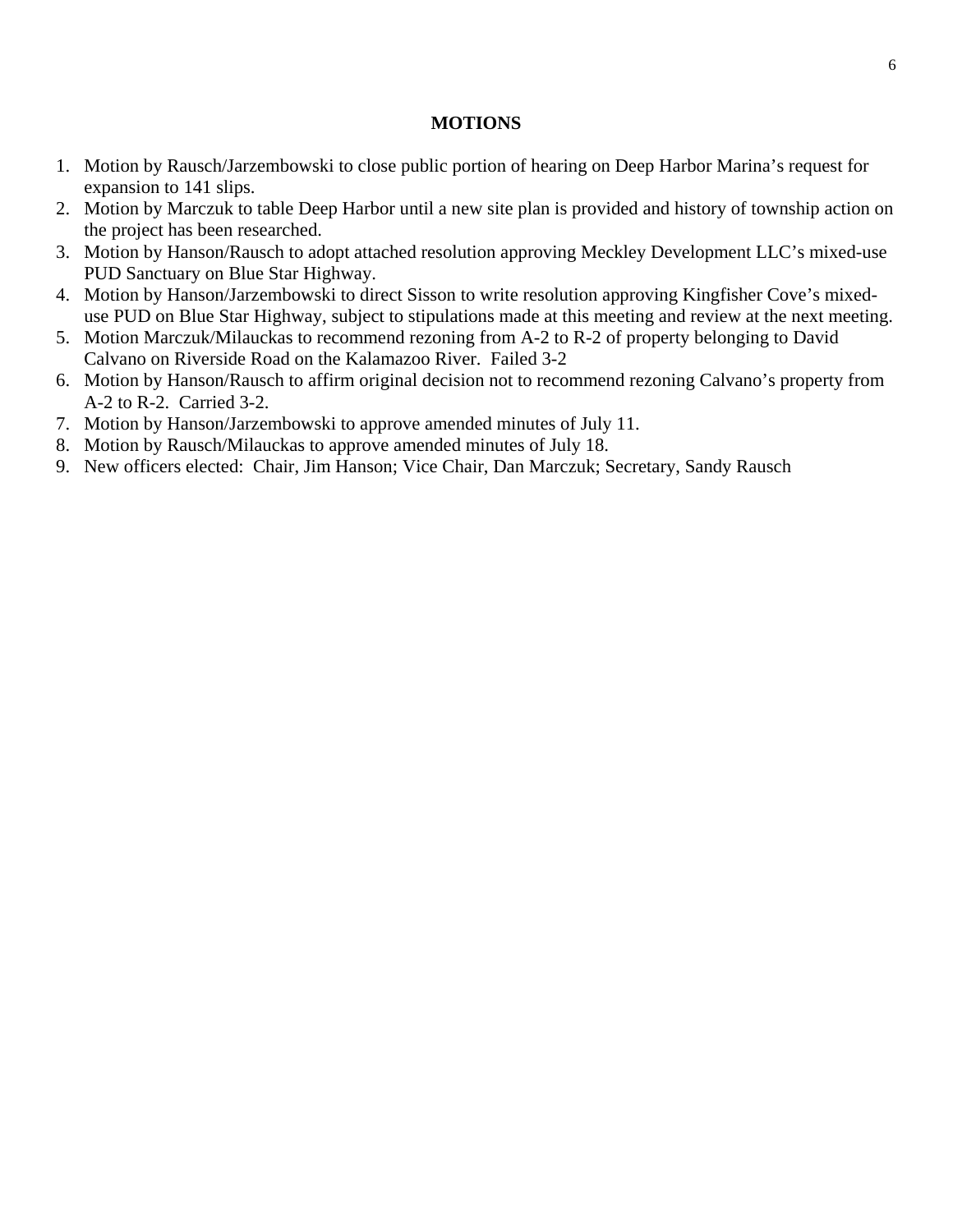## MOTIONS

1. Motion by Rausch/Jarzembowski to close public portion of hearing on Deep Harbor Marina's request for expansion to 141 slips.
2. Motion by Marczuk to table Deep Harbor until a new site plan is provided and history of township action on the project has been researched.
3. Motion by Hanson/Rausch to adopt attached resolution approving Meckley Development LLC's mixed-use PUD Sanctuary on Blue Star Highway.
4. Motion by Hanson/Jarzembowski to direct Sisson to write resolution approving Kingfisher Cove's mixed-use PUD on Blue Star Highway, subject to stipulations made at this meeting and review at the next meeting.
5. Motion Marczuk/Milauckas to recommend rezoning from A-2 to R-2 of property belonging to David Calvano on Riverside Road on the Kalamazoo River. Failed 3-2
6. Motion by Hanson/Rausch to affirm original decision not to recommend rezoning Calvano's property from A-2 to R-2. Carried 3-2.
7. Motion by Hanson/Jarzembowski to approve amended minutes of July 11.
8. Motion by Rausch/Milauckas to approve amended minutes of July 18.
9. New officers elected: Chair, Jim Hanson; Vice Chair, Dan Marczuk; Secretary, Sandy Rausch